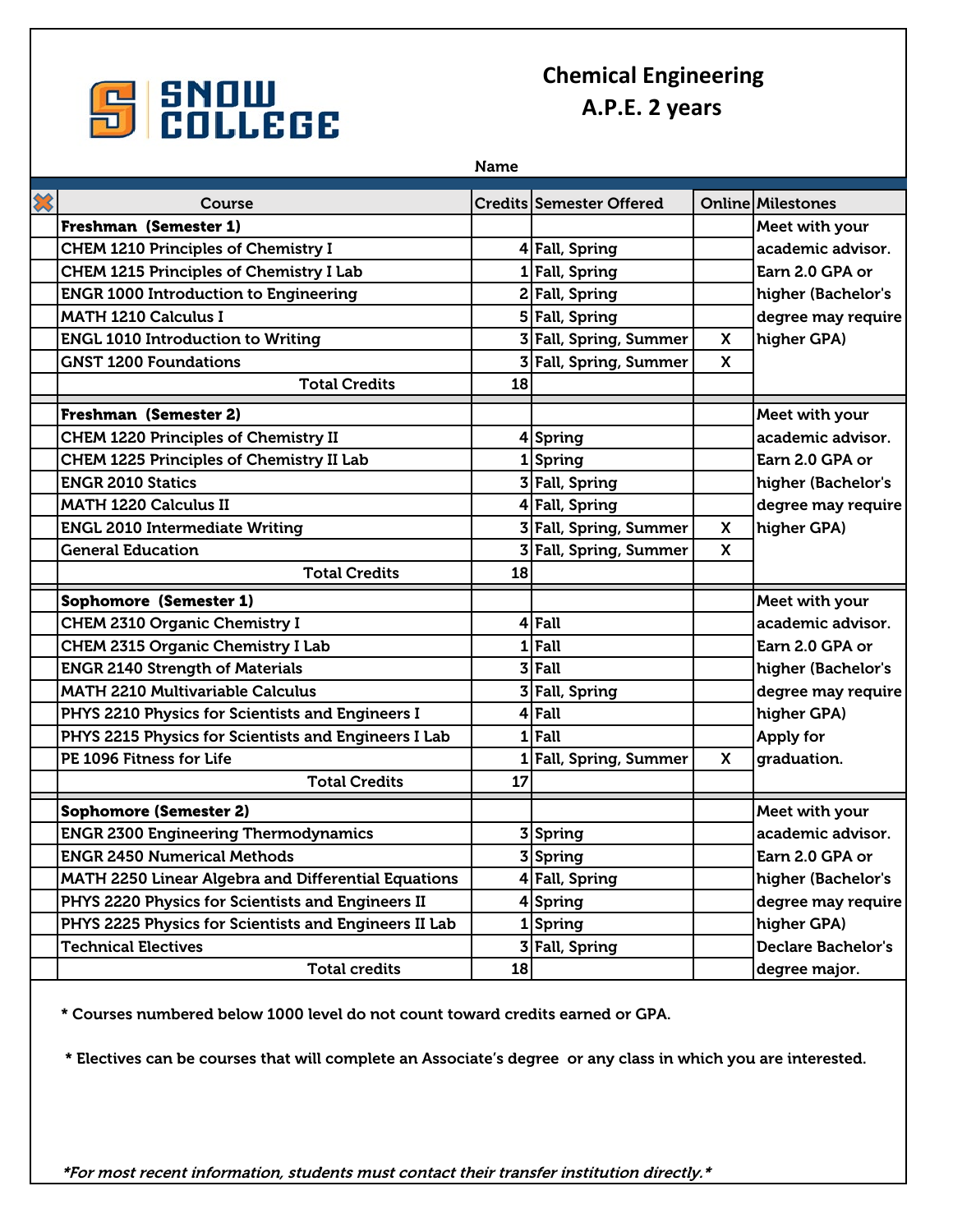# Chemical Engineering

## A.P.E. 2 years

Name

| | Course | Credits | Semester Offered | Online | Milestones |
|---|---|---|---|---|---|
| | **Freshman (Semester 1)** | | | | Meet with your academic advisor. Earn 2.0 GPA or higher (Bachelor's degree may require higher GPA) |
| | CHEM 1210 Principles of Chemistry I | 4 | Fall, Spring | | |
| | CHEM 1215 Principles of Chemistry I Lab | 1 | Fall, Spring | | |
| | ENGR 1000 Introduction to Engineering | 2 | Fall, Spring | | |
| | MATH 1210 Calculus I | 5 | Fall, Spring | | |
| | ENGL 1010 Introduction to Writing | 3 | Fall, Spring, Summer | X | |
| | GNST 1200 Foundations | 3 | Fall, Spring, Summer | X | |
| | Total Credits | 18 | | | |
| | **Freshman (Semester 2)** | | | | Meet with your academic advisor. Earn 2.0 GPA or higher (Bachelor's degree may require higher GPA) |
| | CHEM 1220 Principles of Chemistry II | 4 | Spring | | |
| | CHEM 1225 Principles of Chemistry II Lab | 1 | Spring | | |
| | ENGR 2010 Statics | 3 | Fall, Spring | | |
| | MATH 1220 Calculus II | 4 | Fall, Spring | | |
| | ENGL 2010 Intermediate Writing | 3 | Fall, Spring, Summer | X | |
| | General Education | 3 | Fall, Spring, Summer | X | |
| | Total Credits | 18 | | | |
| | **Sophomore (Semester 1)** | | | | Meet with your academic advisor. Earn 2.0 GPA or higher (Bachelor's degree may require higher GPA) Apply for graduation. |
| | CHEM 2310 Organic Chemistry I | 4 | Fall | | |
| | CHEM 2315 Organic Chemistry I Lab | 1 | Fall | | |
| | ENGR 2140 Strength of Materials | 3 | Fall | | |
| | MATH 2210 Multivariable Calculus | 3 | Fall, Spring | | |
| | PHYS 2210 Physics for Scientists and Engineers I | 4 | Fall | | |
| | PHYS 2215 Physics for Scientists and Engineers I Lab | 1 | Fall | | |
| | PE 1096 Fitness for Life | 1 | Fall, Spring, Summer | X | |
| | Total Credits | 17 | | | |
| | **Sophomore (Semester 2)** | | | | Meet with your academic advisor. Earn 2.0 GPA or higher (Bachelor's degree may require higher GPA) Declare Bachelor's degree major. |
| | ENGR 2300 Engineering Thermodynamics | 3 | Spring | | |
| | ENGR 2450 Numerical Methods | 3 | Spring | | |
| | MATH 2250 Linear Algebra and Differential Equations | 4 | Fall, Spring | | |
| | PHYS 2220 Physics for Scientists and Engineers II | 4 | Spring | | |
| | PHYS 2225 Physics for Scientists and Engineers II Lab | 1 | Spring | | |
| | Technical Electives | 3 | Fall, Spring | | |
| | Total credits | 18 | | | |

* Courses numbered below 1000 level do not count toward credits earned or GPA.

* Electives can be courses that will complete an Associate's degree or any class in which you are interested.

*\*For most recent information, students must contact their transfer institution directly.\**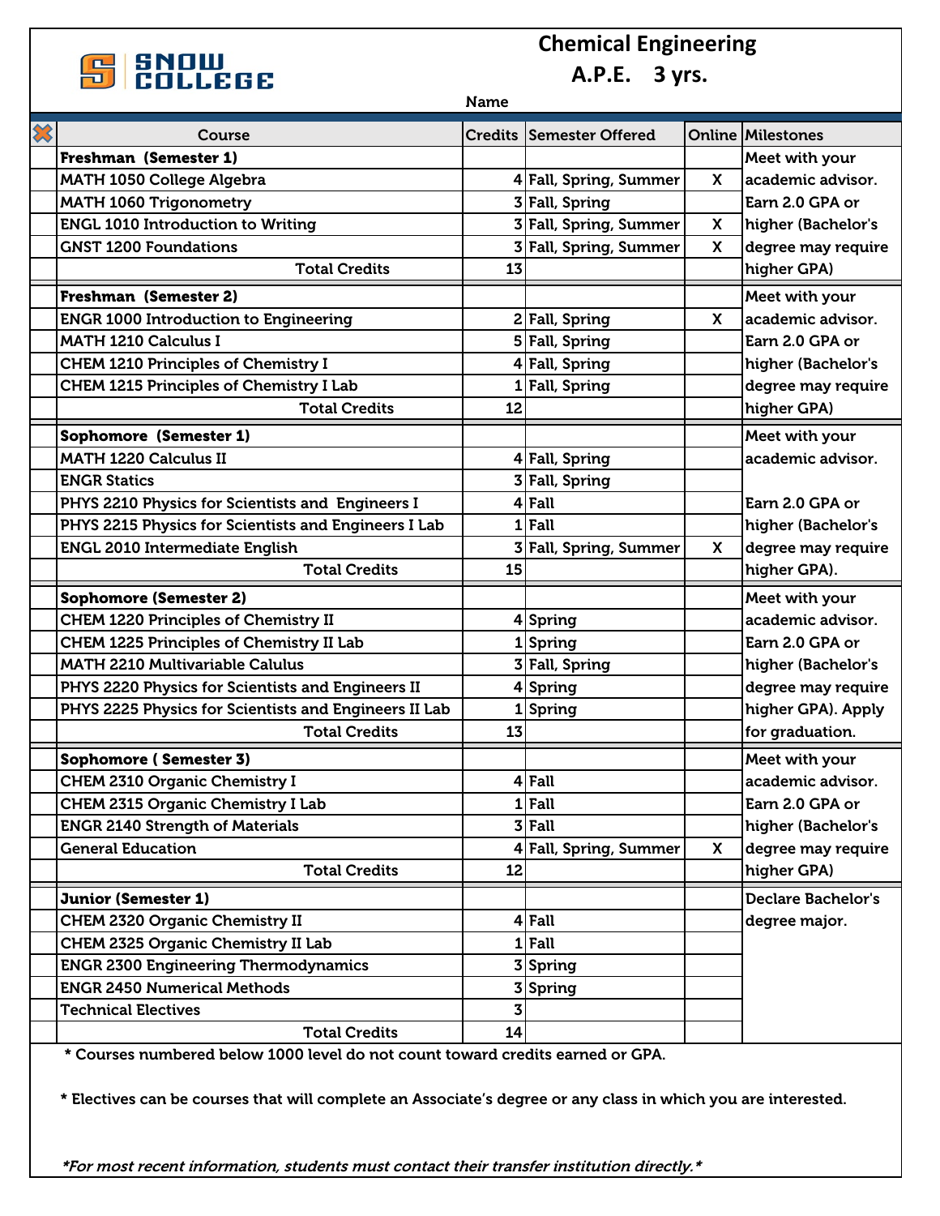# Chemical Engineering

## A.P.E. 3 yrs.

Name

| ✖ | Course | Credits | Semester Offered | Online | Milestones |
|---|---|---|---|---|---|
| | **Freshman (Semester 1)** | | | | Meet with your academic advisor. Earn 2.0 GPA or higher (Bachelor's degree may require higher GPA) |
| | MATH 1050 College Algebra | 4 | Fall, Spring, Summer | X | |
| | MATH 1060 Trigonometry | 3 | Fall, Spring | | |
| | ENGL 1010 Introduction to Writing | 3 | Fall, Spring, Summer | X | |
| | GNST 1200 Foundations | 3 | Fall, Spring, Summer | X | |
| | Total Credits | 13 | | | |
| | **Freshman (Semester 2)** | | | | Meet with your academic advisor. Earn 2.0 GPA or higher (Bachelor's degree may require higher GPA) |
| | ENGR 1000 Introduction to Engineering | 2 | Fall, Spring | X | |
| | MATH 1210 Calculus I | 5 | Fall, Spring | | |
| | CHEM 1210 Principles of Chemistry I | 4 | Fall, Spring | | |
| | CHEM 1215 Principles of Chemistry I Lab | 1 | Fall, Spring | | |
| | Total Credits | 12 | | | |
| | **Sophomore (Semester 1)** | | | | Meet with your academic advisor. Earn 2.0 GPA or higher (Bachelor's degree may require higher GPA). |
| | MATH 1220 Calculus II | 4 | Fall, Spring | | |
| | ENGR Statics | 3 | Fall, Spring | | |
| | PHYS 2210 Physics for Scientists and Engineers I | 4 | Fall | | |
| | PHYS 2215 Physics for Scientists and Engineers I Lab | 1 | Fall | | |
| | ENGL 2010 Intermediate English | 3 | Fall, Spring, Summer | X | |
| | Total Credits | 15 | | | |
| | **Sophomore (Semester 2)** | | | | Meet with your academic advisor. Earn 2.0 GPA or higher (Bachelor's degree may require higher GPA). Apply for graduation. |
| | CHEM 1220 Principles of Chemistry II | 4 | Spring | | |
| | CHEM 1225 Principles of Chemistry II Lab | 1 | Spring | | |
| | MATH 2210 Multivariable Calulus | 3 | Fall, Spring | | |
| | PHYS 2220 Physics for Scientists and Engineers II | 4 | Spring | | |
| | PHYS 2225 Physics for Scientists and Engineers II Lab | 1 | Spring | | |
| | Total Credits | 13 | | | |
| | **Sophomore ( Semester 3)** | | | | Meet with your academic advisor. Earn 2.0 GPA or higher (Bachelor's degree may require higher GPA) |
| | CHEM 2310 Organic Chemistry I | 4 | Fall | | |
| | CHEM 2315 Organic Chemistry I Lab | 1 | Fall | | |
| | ENGR 2140 Strength of Materials | 3 | Fall | | |
| | General Education | 4 | Fall, Spring, Summer | X | |
| | Total Credits | 12 | | | |
| | **Junior (Semester 1)** | | | | Declare Bachelor's degree major. |
| | CHEM 2320 Organic Chemistry II | 4 | Fall | | |
| | CHEM 2325 Organic Chemistry II Lab | 1 | Fall | | |
| | ENGR 2300 Engineering Thermodynamics | 3 | Spring | | |
| | ENGR 2450 Numerical Methods | 3 | Spring | | |
| | Technical Electives | 3 | | | |
| | Total Credits | 14 | | | |

* Courses numbered below 1000 level do not count toward credits earned or GPA.

* Electives can be courses that will complete an Associate's degree or any class in which you are interested.

*\*For most recent information, students must contact their transfer institution directly.\**